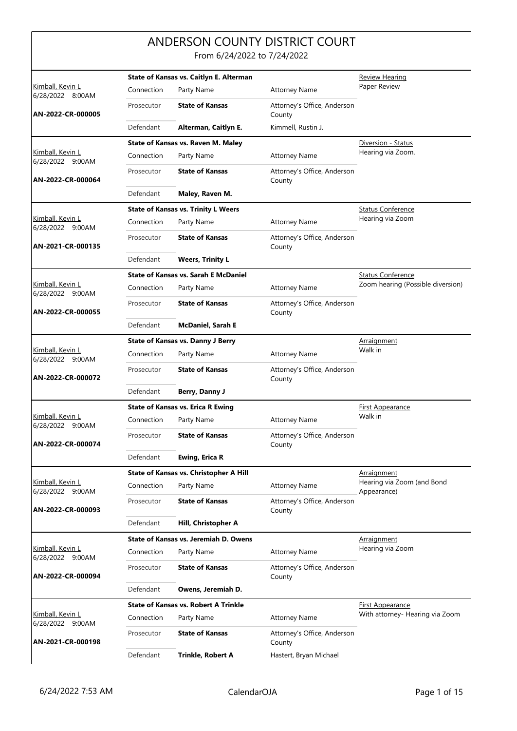# ANDERSON COUNTY DISTRICT COURT

From 6/24/2022 to 7/24/2022

| Judge / Date / Case | Case Title | | | Hearing |
|---|---|---|---|---|
| Kimball, Kevin L<br>6/28/2022 8:00AM<br>**AN-2022-CR-000005** | **State of Kansas vs. Caitlyn E. Alterman** | | | Review Hearing<br>Paper Review |
| | Connection | Party Name | Attorney Name | |
| | Prosecutor | **State of Kansas** | Attorney's Office, Anderson County | |
| | Defendant | **Alterman, Caitlyn E.** | Kimmell, Rustin J. | |
| Kimball, Kevin L<br>6/28/2022 9:00AM<br>**AN-2022-CR-000064** | **State of Kansas vs. Raven M. Maley** | | | Diversion - Status<br>Hearing via Zoom. |
| | Connection | Party Name | Attorney Name | |
| | Prosecutor | **State of Kansas** | Attorney's Office, Anderson County | |
| | Defendant | **Maley, Raven M.** | | |
| Kimball, Kevin L<br>6/28/2022 9:00AM<br>**AN-2021-CR-000135** | **State of Kansas vs. Trinity L Weers** | | | Status Conference<br>Hearing via Zoom |
| | Connection | Party Name | Attorney Name | |
| | Prosecutor | **State of Kansas** | Attorney's Office, Anderson County | |
| | Defendant | **Weers, Trinity L** | | |
| Kimball, Kevin L<br>6/28/2022 9:00AM<br>**AN-2022-CR-000055** | **State of Kansas vs. Sarah E McDaniel** | | | Status Conference<br>Zoom hearing (Possible diversion) |
| | Connection | Party Name | Attorney Name | |
| | Prosecutor | **State of Kansas** | Attorney's Office, Anderson County | |
| | Defendant | **McDaniel, Sarah E** | | |
| Kimball, Kevin L<br>6/28/2022 9:00AM<br>**AN-2022-CR-000072** | **State of Kansas vs. Danny J Berry** | | | Arraignment<br>Walk in |
| | Connection | Party Name | Attorney Name | |
| | Prosecutor | **State of Kansas** | Attorney's Office, Anderson County | |
| | Defendant | **Berry, Danny J** | | |
| Kimball, Kevin L<br>6/28/2022 9:00AM<br>**AN-2022-CR-000074** | **State of Kansas vs. Erica R Ewing** | | | First Appearance<br>Walk in |
| | Connection | Party Name | Attorney Name | |
| | Prosecutor | **State of Kansas** | Attorney's Office, Anderson County | |
| | Defendant | **Ewing, Erica R** | | |
| Kimball, Kevin L<br>6/28/2022 9:00AM<br>**AN-2022-CR-000093** | **State of Kansas vs. Christopher A Hill** | | | Arraignment<br>Hearing via Zoom (and Bond Appearance) |
| | Connection | Party Name | Attorney Name | |
| | Prosecutor | **State of Kansas** | Attorney's Office, Anderson County | |
| | Defendant | **Hill, Christopher A** | | |
| Kimball, Kevin L<br>6/28/2022 9:00AM<br>**AN-2022-CR-000094** | **State of Kansas vs. Jeremiah D. Owens** | | | Arraignment<br>Hearing via Zoom |
| | Connection | Party Name | Attorney Name | |
| | Prosecutor | **State of Kansas** | Attorney's Office, Anderson County | |
| | Defendant | **Owens, Jeremiah D.** | | |
| Kimball, Kevin L<br>6/28/2022 9:00AM<br>**AN-2021-CR-000198** | **State of Kansas vs. Robert A Trinkle** | | | First Appearance<br>With attorney- Hearing via Zoom |
| | Connection | Party Name | Attorney Name | |
| | Prosecutor | **State of Kansas** | Attorney's Office, Anderson County | |
| | Defendant | **Trinkle, Robert A** | Hastert, Bryan Michael | |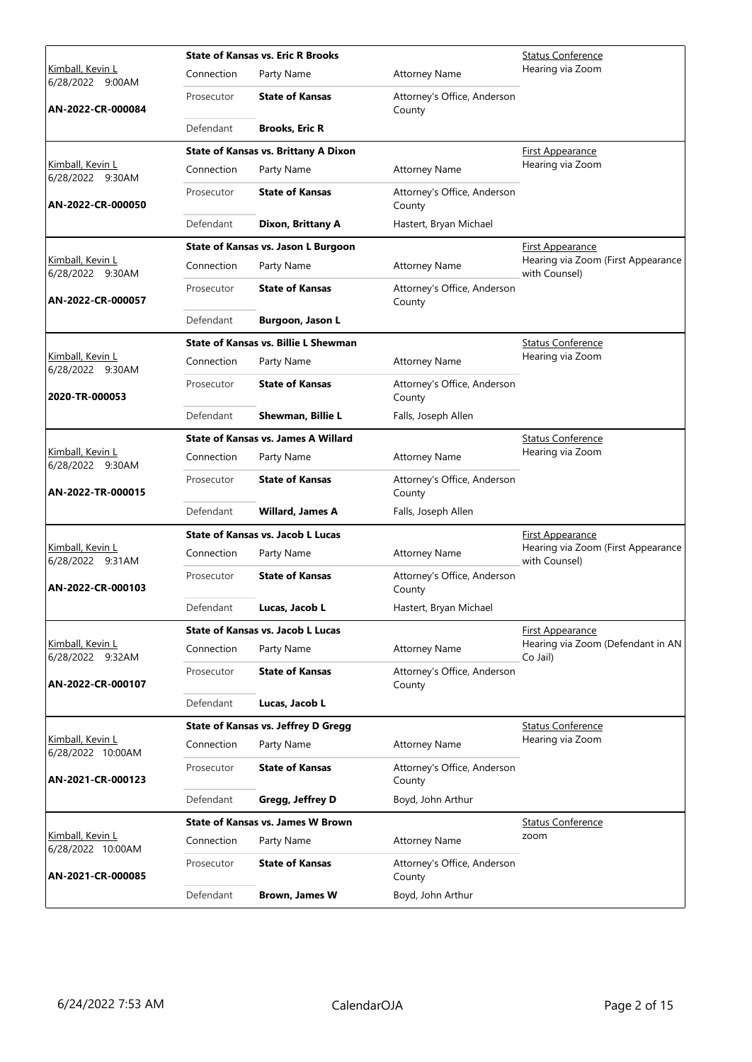| Judge / Date / Case | Case Title | Connection | Party Name | Attorney Name | Hearing |
|---|---|---|---|---|---|
| Kimball, Kevin L<br>6/28/2022 9:00AM<br>**AN-2022-CR-000084** | **State of Kansas vs. Eric R Brooks** | Prosecutor | **State of Kansas** | Attorney's Office, Anderson County | Status Conference<br>Hearing via Zoom |
| | | Defendant | **Brooks, Eric R** | | |
| Kimball, Kevin L<br>6/28/2022 9:30AM<br>**AN-2022-CR-000050** | **State of Kansas vs. Brittany A Dixon** | Prosecutor | **State of Kansas** | Attorney's Office, Anderson County | First Appearance<br>Hearing via Zoom |
| | | Defendant | **Dixon, Brittany A** | Hastert, Bryan Michael | |
| Kimball, Kevin L<br>6/28/2022 9:30AM<br>**AN-2022-CR-000057** | **State of Kansas vs. Jason L Burgoon** | Prosecutor | **State of Kansas** | Attorney's Office, Anderson County | First Appearance<br>Hearing via Zoom (First Appearance with Counsel) |
| | | Defendant | **Burgoon, Jason L** | | |
| Kimball, Kevin L<br>6/28/2022 9:30AM<br>**2020-TR-000053** | **State of Kansas vs. Billie L Shewman** | Prosecutor | **State of Kansas** | Attorney's Office, Anderson County | Status Conference<br>Hearing via Zoom |
| | | Defendant | **Shewman, Billie L** | Falls, Joseph Allen | |
| Kimball, Kevin L<br>6/28/2022 9:30AM<br>**AN-2022-TR-000015** | **State of Kansas vs. James A Willard** | Prosecutor | **State of Kansas** | Attorney's Office, Anderson County | Status Conference<br>Hearing via Zoom |
| | | Defendant | **Willard, James A** | Falls, Joseph Allen | |
| Kimball, Kevin L<br>6/28/2022 9:31AM<br>**AN-2022-CR-000103** | **State of Kansas vs. Jacob L Lucas** | Prosecutor | **State of Kansas** | Attorney's Office, Anderson County | First Appearance<br>Hearing via Zoom (First Appearance with Counsel) |
| | | Defendant | **Lucas, Jacob L** | Hastert, Bryan Michael | |
| Kimball, Kevin L<br>6/28/2022 9:32AM<br>**AN-2022-CR-000107** | **State of Kansas vs. Jacob L Lucas** | Prosecutor | **State of Kansas** | Attorney's Office, Anderson County | First Appearance<br>Hearing via Zoom (Defendant in AN Co Jail) |
| | | Defendant | **Lucas, Jacob L** | | |
| Kimball, Kevin L<br>6/28/2022 10:00AM<br>**AN-2021-CR-000123** | **State of Kansas vs. Jeffrey D Gregg** | Prosecutor | **State of Kansas** | Attorney's Office, Anderson County | Status Conference<br>Hearing via Zoom |
| | | Defendant | **Gregg, Jeffrey D** | Boyd, John Arthur | |
| Kimball, Kevin L<br>6/28/2022 10:00AM<br>**AN-2021-CR-000085** | **State of Kansas vs. James W Brown** | Prosecutor | **State of Kansas** | Attorney's Office, Anderson County | Status Conference<br>zoom |
| | | Defendant | **Brown, James W** | Boyd, John Arthur | |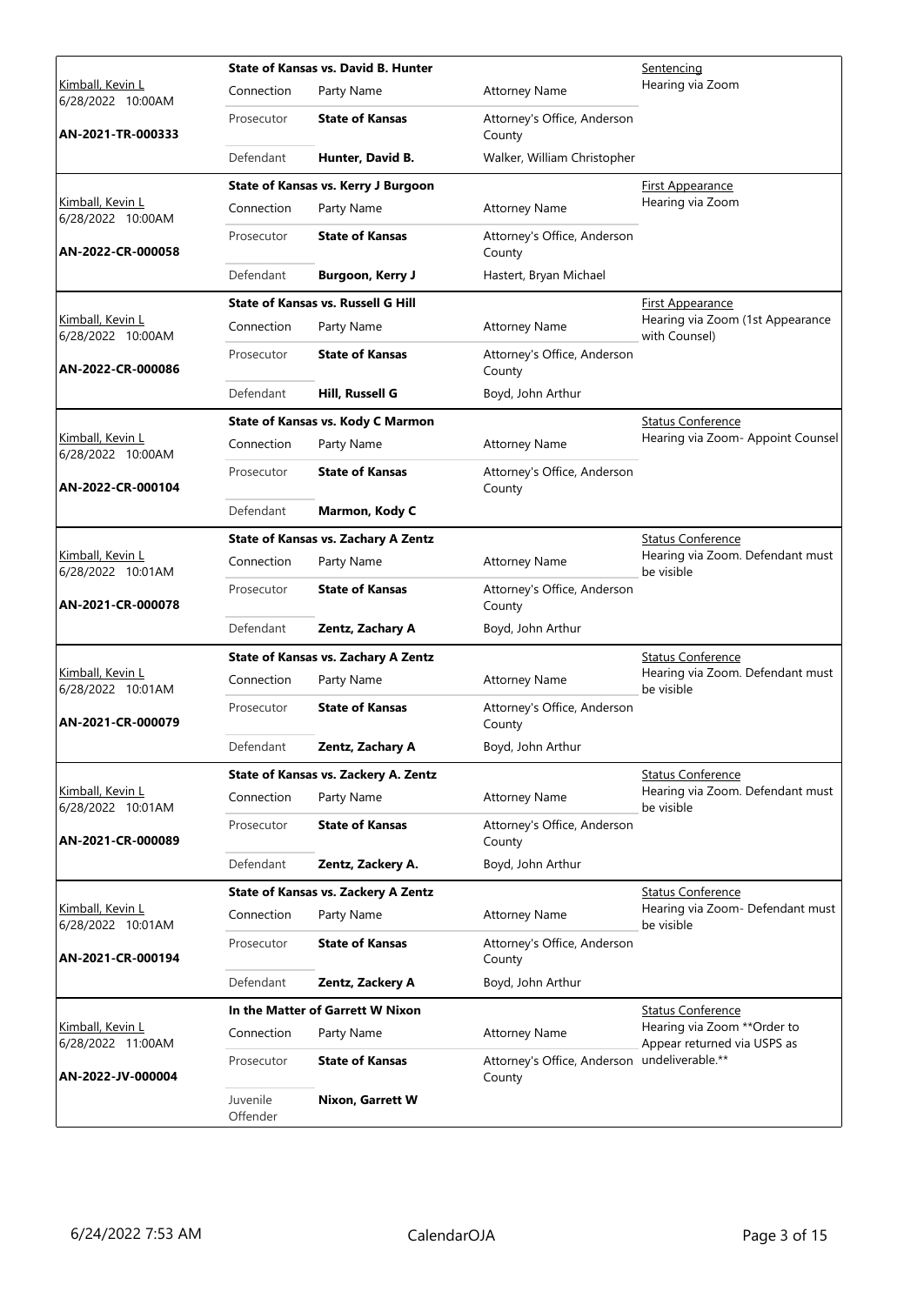| Judge / Date / Case | Case Title | Connection | Party Name | Attorney Name | Hearing |
|---|---|---|---|---|---|
| Kimball, Kevin L 6/28/2022 10:00AM AN-2021-TR-000333 | State of Kansas vs. David B. Hunter | Prosecutor | **State of Kansas** | Attorney's Office, Anderson County | Sentencing Hearing via Zoom |
| | | Defendant | **Hunter, David B.** | Walker, William Christopher | |
| Kimball, Kevin L 6/28/2022 10:00AM AN-2022-CR-000058 | State of Kansas vs. Kerry J Burgoon | Prosecutor | **State of Kansas** | Attorney's Office, Anderson County | First Appearance Hearing via Zoom |
| | | Defendant | **Burgoon, Kerry J** | Hastert, Bryan Michael | |
| Kimball, Kevin L 6/28/2022 10:00AM AN-2022-CR-000086 | State of Kansas vs. Russell G Hill | Prosecutor | **State of Kansas** | Attorney's Office, Anderson County | First Appearance Hearing via Zoom (1st Appearance with Counsel) |
| | | Defendant | **Hill, Russell G** | Boyd, John Arthur | |
| Kimball, Kevin L 6/28/2022 10:00AM AN-2022-CR-000104 | State of Kansas vs. Kody C Marmon | Prosecutor | **State of Kansas** | Attorney's Office, Anderson County | Status Conference Hearing via Zoom- Appoint Counsel |
| | | Defendant | **Marmon, Kody C** | | |
| Kimball, Kevin L 6/28/2022 10:01AM AN-2021-CR-000078 | State of Kansas vs. Zachary A Zentz | Prosecutor | **State of Kansas** | Attorney's Office, Anderson County | Status Conference Hearing via Zoom. Defendant must be visible |
| | | Defendant | **Zentz, Zachary A** | Boyd, John Arthur | |
| Kimball, Kevin L 6/28/2022 10:01AM AN-2021-CR-000079 | State of Kansas vs. Zachary A Zentz | Prosecutor | **State of Kansas** | Attorney's Office, Anderson County | Status Conference Hearing via Zoom. Defendant must be visible |
| | | Defendant | **Zentz, Zachary A** | Boyd, John Arthur | |
| Kimball, Kevin L 6/28/2022 10:01AM AN-2021-CR-000089 | State of Kansas vs. Zackery A. Zentz | Prosecutor | **State of Kansas** | Attorney's Office, Anderson County | Status Conference Hearing via Zoom. Defendant must be visible |
| | | Defendant | **Zentz, Zackery A.** | Boyd, John Arthur | |
| Kimball, Kevin L 6/28/2022 10:01AM AN-2021-CR-000194 | State of Kansas vs. Zackery A Zentz | Prosecutor | **State of Kansas** | Attorney's Office, Anderson County | Status Conference Hearing via Zoom- Defendant must be visible |
| | | Defendant | **Zentz, Zackery A** | Boyd, John Arthur | |
| Kimball, Kevin L 6/28/2022 11:00AM AN-2022-JV-000004 | In the Matter of Garrett W Nixon | Prosecutor | **State of Kansas** | Attorney's Office, Anderson County | Status Conference Hearing via Zoom **Order to Appear returned via USPS as undeliverable.** |
| | | Juvenile Offender | **Nixon, Garrett W** | | |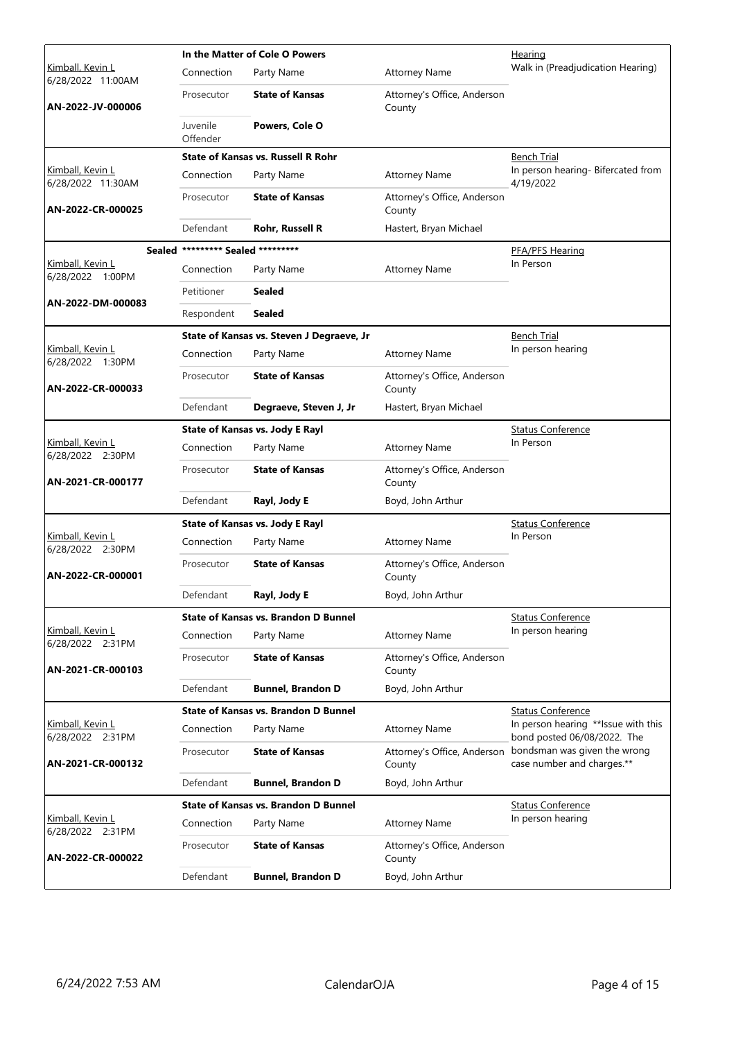| Judge / Date / Case | Connection | Party Name | Attorney Name | Hearing |
|---|---|---|---|---|
| **In the Matter of Cole O Powers** | | | | Hearing |
| Kimball, Kevin L 6/28/2022 11:00AM | Connection | Party Name | Attorney Name | Walk in (Preadjudication Hearing) |
| **AN-2022-JV-000006** | Prosecutor | **State of Kansas** | Attorney's Office, Anderson County | |
| | Juvenile Offender | **Powers, Cole O** | | |
| **State of Kansas vs. Russell R Rohr** | | | | Bench Trial |
| Kimball, Kevin L 6/28/2022 11:30AM | Connection | Party Name | Attorney Name | In person hearing- Bifercated from 4/19/2022 |
| **AN-2022-CR-000025** | Prosecutor | **State of Kansas** | Attorney's Office, Anderson County | |
| | Defendant | **Rohr, Russell R** | Hastert, Bryan Michael | |
| **Sealed** ********* Sealed ********* | | | | PFA/PFS Hearing |
| Kimball, Kevin L 6/28/2022 1:00PM | Connection | Party Name | Attorney Name | In Person |
| **AN-2022-DM-000083** | Petitioner | **Sealed** | | |
| | Respondent | **Sealed** | | |
| **State of Kansas vs. Steven J Degraeve, Jr** | | | | Bench Trial |
| Kimball, Kevin L 6/28/2022 1:30PM | Connection | Party Name | Attorney Name | In person hearing |
| **AN-2022-CR-000033** | Prosecutor | **State of Kansas** | Attorney's Office, Anderson County | |
| | Defendant | **Degraeve, Steven J, Jr** | Hastert, Bryan Michael | |
| **State of Kansas vs. Jody E Rayl** | | | | Status Conference |
| Kimball, Kevin L 6/28/2022 2:30PM | Connection | Party Name | Attorney Name | In Person |
| **AN-2021-CR-000177** | Prosecutor | **State of Kansas** | Attorney's Office, Anderson County | |
| | Defendant | **Rayl, Jody E** | Boyd, John Arthur | |
| **State of Kansas vs. Jody E Rayl** | | | | Status Conference |
| Kimball, Kevin L 6/28/2022 2:30PM | Connection | Party Name | Attorney Name | In Person |
| **AN-2022-CR-000001** | Prosecutor | **State of Kansas** | Attorney's Office, Anderson County | |
| | Defendant | **Rayl, Jody E** | Boyd, John Arthur | |
| **State of Kansas vs. Brandon D Bunnel** | | | | Status Conference |
| Kimball, Kevin L 6/28/2022 2:31PM | Connection | Party Name | Attorney Name | In person hearing |
| **AN-2021-CR-000103** | Prosecutor | **State of Kansas** | Attorney's Office, Anderson County | |
| | Defendant | **Bunnel, Brandon D** | Boyd, John Arthur | |
| **State of Kansas vs. Brandon D Bunnel** | | | | Status Conference |
| Kimball, Kevin L 6/28/2022 2:31PM | Connection | Party Name | Attorney Name | In person hearing **Issue with this bond posted 06/08/2022. The bondsman was given the wrong case number and charges.** |
| **AN-2021-CR-000132** | Prosecutor | **State of Kansas** | Attorney's Office, Anderson County | |
| | Defendant | **Bunnel, Brandon D** | Boyd, John Arthur | |
| **State of Kansas vs. Brandon D Bunnel** | | | | Status Conference |
| Kimball, Kevin L 6/28/2022 2:31PM | Connection | Party Name | Attorney Name | In person hearing |
| **AN-2022-CR-000022** | Prosecutor | **State of Kansas** | Attorney's Office, Anderson County | |
| | Defendant | **Bunnel, Brandon D** | Boyd, John Arthur | |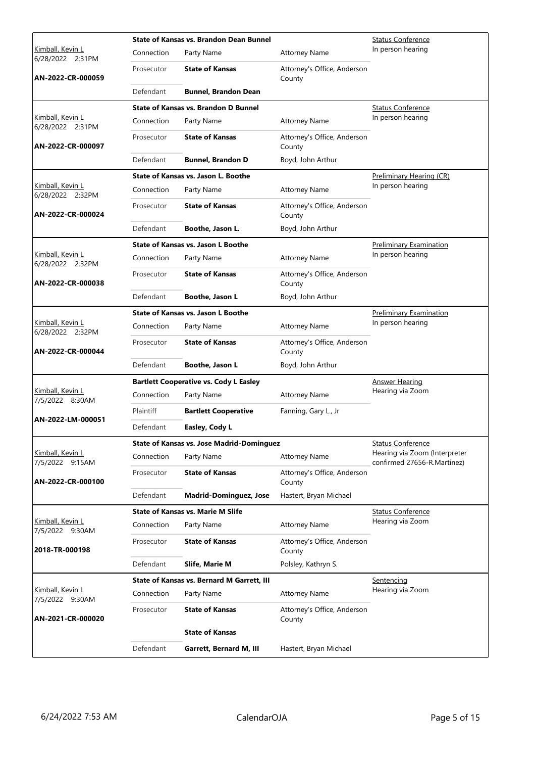| | State of Kansas vs. Brandon Dean Bunnel | | | Status Conference |
|---|---|---|---|---|
| Kimball, Kevin L<br>6/28/2022 2:31PM | Connection | Party Name | Attorney Name | In person hearing |
| AN-2022-CR-000059 | Prosecutor | **State of Kansas** | Attorney's Office, Anderson County | |
| | Defendant | **Bunnel, Brandon Dean** | | |

| | State of Kansas vs. Brandon D Bunnel | | | Status Conference |
|---|---|---|---|---|
| Kimball, Kevin L<br>6/28/2022 2:31PM | Connection | Party Name | Attorney Name | In person hearing |
| AN-2022-CR-000097 | Prosecutor | **State of Kansas** | Attorney's Office, Anderson County | |
| | Defendant | **Bunnel, Brandon D** | Boyd, John Arthur | |

| | State of Kansas vs. Jason L. Boothe | | | Preliminary Hearing (CR) |
|---|---|---|---|---|
| Kimball, Kevin L<br>6/28/2022 2:32PM | Connection | Party Name | Attorney Name | In person hearing |
| AN-2022-CR-000024 | Prosecutor | **State of Kansas** | Attorney's Office, Anderson County | |
| | Defendant | **Boothe, Jason L.** | Boyd, John Arthur | |

| | State of Kansas vs. Jason L Boothe | | | Preliminary Examination |
|---|---|---|---|---|
| Kimball, Kevin L<br>6/28/2022 2:32PM | Connection | Party Name | Attorney Name | In person hearing |
| AN-2022-CR-000038 | Prosecutor | **State of Kansas** | Attorney's Office, Anderson County | |
| | Defendant | **Boothe, Jason L** | Boyd, John Arthur | |

| | State of Kansas vs. Jason L Boothe | | | Preliminary Examination |
|---|---|---|---|---|
| Kimball, Kevin L<br>6/28/2022 2:32PM | Connection | Party Name | Attorney Name | In person hearing |
| AN-2022-CR-000044 | Prosecutor | **State of Kansas** | Attorney's Office, Anderson County | |
| | Defendant | **Boothe, Jason L** | Boyd, John Arthur | |

| | Bartlett Cooperative vs. Cody L Easley | | | Answer Hearing |
|---|---|---|---|---|
| Kimball, Kevin L<br>7/5/2022 8:30AM | Connection | Party Name | Attorney Name | Hearing via Zoom |
| AN-2022-LM-000051 | Plaintiff | **Bartlett Cooperative** | Fanning, Gary L., Jr | |
| | Defendant | **Easley, Cody L** | | |

| | State of Kansas vs. Jose Madrid-Dominguez | | | Status Conference |
|---|---|---|---|---|
| Kimball, Kevin L<br>7/5/2022 9:15AM | Connection | Party Name | Attorney Name | Hearing via Zoom (Interpreter confirmed 27656-R.Martinez) |
| AN-2022-CR-000100 | Prosecutor | **State of Kansas** | Attorney's Office, Anderson County | |
| | Defendant | **Madrid-Dominguez, Jose** | Hastert, Bryan Michael | |

| | State of Kansas vs. Marie M Slife | | | Status Conference |
|---|---|---|---|---|
| Kimball, Kevin L<br>7/5/2022 9:30AM | Connection | Party Name | Attorney Name | Hearing via Zoom |
| 2018-TR-000198 | Prosecutor | **State of Kansas** | Attorney's Office, Anderson County | |
| | Defendant | **Slife, Marie M** | Polsley, Kathryn S. | |

| | State of Kansas vs. Bernard M Garrett, III | | | Sentencing |
|---|---|---|---|---|
| Kimball, Kevin L<br>7/5/2022 9:30AM | Connection | Party Name | Attorney Name | Hearing via Zoom |
| AN-2021-CR-000020 | Prosecutor | **State of Kansas** | Attorney's Office, Anderson County | |
| | | **State of Kansas** | | |
| | Defendant | **Garrett, Bernard M, III** | Hastert, Bryan Michael | |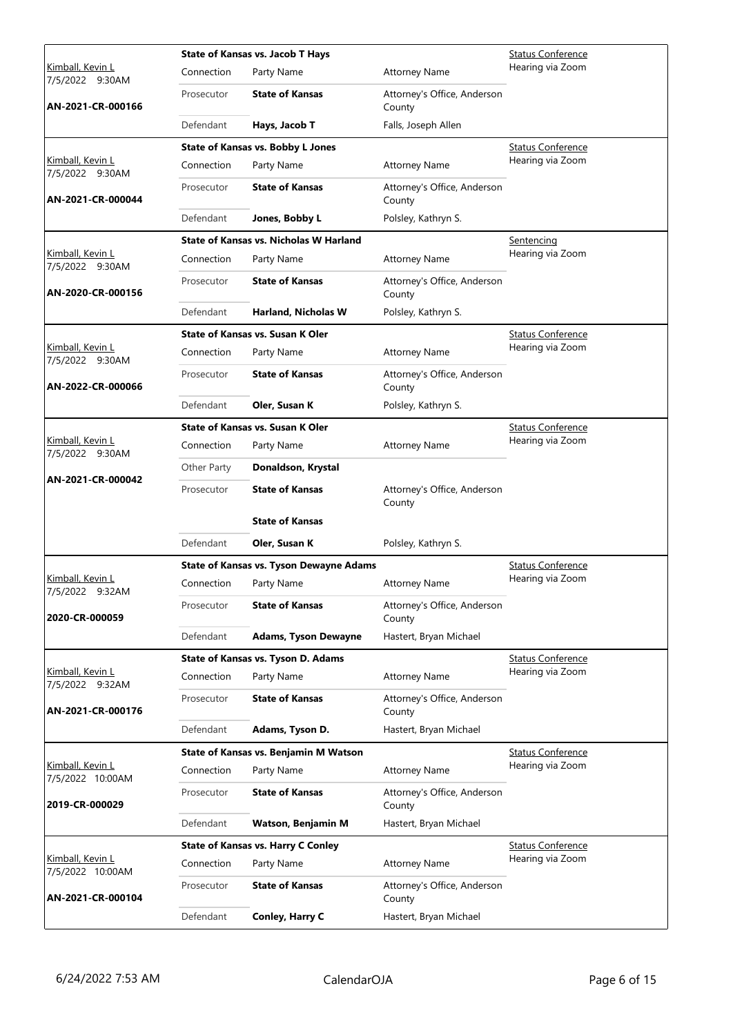| Judge / Date / Case | Connection | Party Name | Attorney Name | Hearing |
|---|---|---|---|---|
| Kimball, Kevin L<br>7/5/2022 9:30AM<br>**AN-2021-CR-000166** | **State of Kansas vs. Jacob T Hays** | | | Status Conference<br>Hearing via Zoom |
| | Connection | Party Name | Attorney Name | |
| | Prosecutor | **State of Kansas** | Attorney's Office, Anderson County | |
| | Defendant | **Hays, Jacob T** | Falls, Joseph Allen | |
| Kimball, Kevin L<br>7/5/2022 9:30AM<br>**AN-2021-CR-000044** | **State of Kansas vs. Bobby L Jones** | | | Status Conference<br>Hearing via Zoom |
| | Connection | Party Name | Attorney Name | |
| | Prosecutor | **State of Kansas** | Attorney's Office, Anderson County | |
| | Defendant | **Jones, Bobby L** | Polsley, Kathryn S. | |
| Kimball, Kevin L<br>7/5/2022 9:30AM<br>**AN-2020-CR-000156** | **State of Kansas vs. Nicholas W Harland** | | | Sentencing<br>Hearing via Zoom |
| | Connection | Party Name | Attorney Name | |
| | Prosecutor | **State of Kansas** | Attorney's Office, Anderson County | |
| | Defendant | **Harland, Nicholas W** | Polsley, Kathryn S. | |
| Kimball, Kevin L<br>7/5/2022 9:30AM<br>**AN-2022-CR-000066** | **State of Kansas vs. Susan K Oler** | | | Status Conference<br>Hearing via Zoom |
| | Connection | Party Name | Attorney Name | |
| | Prosecutor | **State of Kansas** | Attorney's Office, Anderson County | |
| | Defendant | **Oler, Susan K** | Polsley, Kathryn S. | |
| Kimball, Kevin L<br>7/5/2022 9:30AM<br>**AN-2021-CR-000042** | **State of Kansas vs. Susan K Oler** | | | Status Conference<br>Hearing via Zoom |
| | Connection | Party Name | Attorney Name | |
| | Other Party | **Donaldson, Krystal** | | |
| | Prosecutor | **State of Kansas** | Attorney's Office, Anderson County | |
| | | **State of Kansas** | | |
| | Defendant | **Oler, Susan K** | Polsley, Kathryn S. | |
| Kimball, Kevin L<br>7/5/2022 9:32AM<br>**2020-CR-000059** | **State of Kansas vs. Tyson Dewayne Adams** | | | Status Conference<br>Hearing via Zoom |
| | Connection | Party Name | Attorney Name | |
| | Prosecutor | **State of Kansas** | Attorney's Office, Anderson County | |
| | Defendant | **Adams, Tyson Dewayne** | Hastert, Bryan Michael | |
| Kimball, Kevin L<br>7/5/2022 9:32AM<br>**AN-2021-CR-000176** | **State of Kansas vs. Tyson D. Adams** | | | Status Conference<br>Hearing via Zoom |
| | Connection | Party Name | Attorney Name | |
| | Prosecutor | **State of Kansas** | Attorney's Office, Anderson County | |
| | Defendant | **Adams, Tyson D.** | Hastert, Bryan Michael | |
| Kimball, Kevin L<br>7/5/2022 10:00AM<br>**2019-CR-000029** | **State of Kansas vs. Benjamin M Watson** | | | Status Conference<br>Hearing via Zoom |
| | Connection | Party Name | Attorney Name | |
| | Prosecutor | **State of Kansas** | Attorney's Office, Anderson County | |
| | Defendant | **Watson, Benjamin M** | Hastert, Bryan Michael | |
| Kimball, Kevin L<br>7/5/2022 10:00AM<br>**AN-2021-CR-000104** | **State of Kansas vs. Harry C Conley** | | | Status Conference<br>Hearing via Zoom |
| | Connection | Party Name | Attorney Name | |
| | Prosecutor | **State of Kansas** | Attorney's Office, Anderson County | |
| | Defendant | **Conley, Harry C** | Hastert, Bryan Michael | |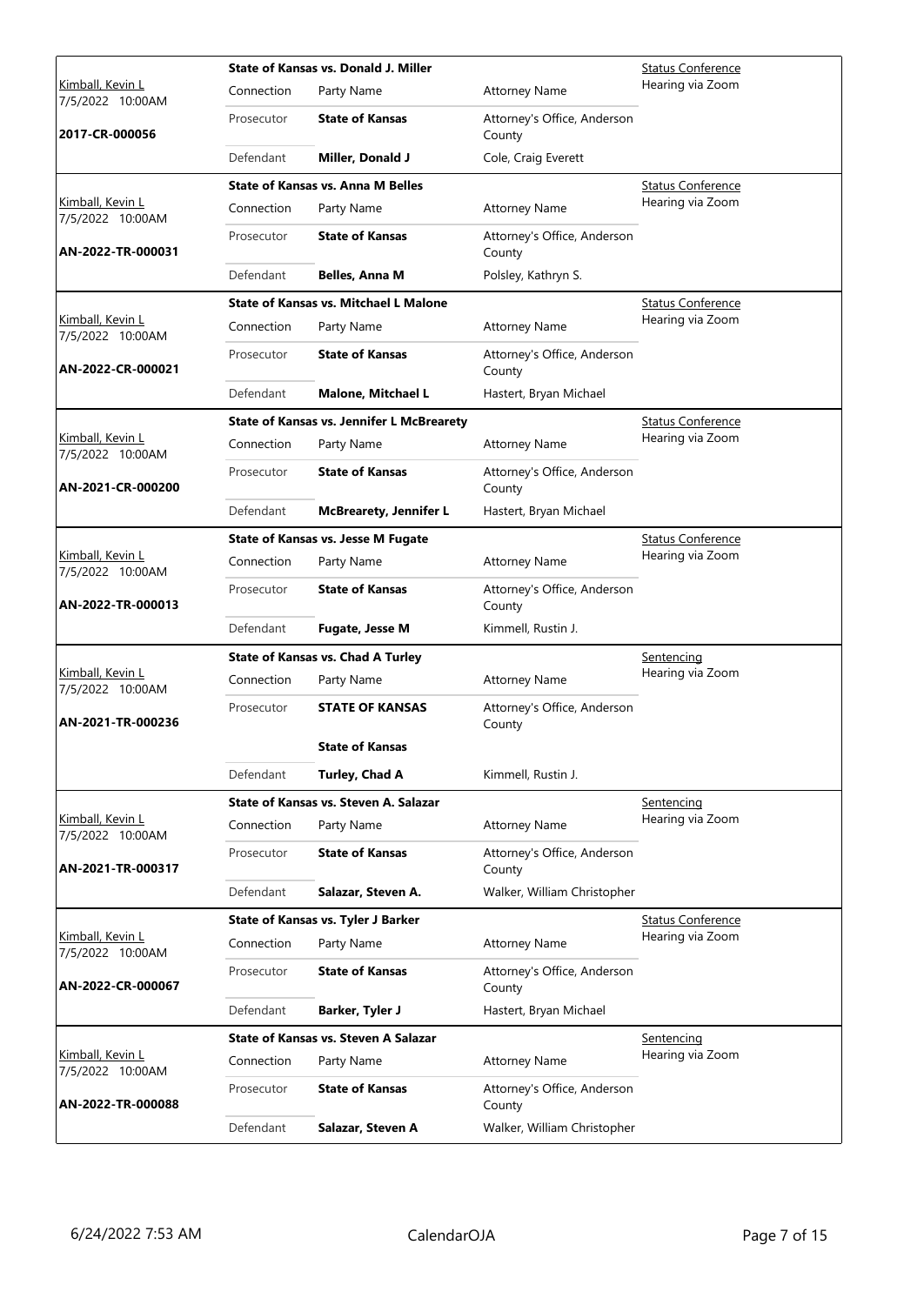| Judge / Date / Case | Case Title | Connection | Party Name | Attorney Name | Hearing |
|---|---|---|---|---|---|
| Kimball, Kevin L 7/5/2022 10:00AM **2017-CR-000056** | **State of Kansas vs. Donald J. Miller** | Prosecutor | **State of Kansas** | Attorney's Office, Anderson County | Status Conference Hearing via Zoom |
| | | Defendant | **Miller, Donald J** | Cole, Craig Everett | |
| Kimball, Kevin L 7/5/2022 10:00AM **AN-2022-TR-000031** | **State of Kansas vs. Anna M Belles** | Prosecutor | **State of Kansas** | Attorney's Office, Anderson County | Status Conference Hearing via Zoom |
| | | Defendant | **Belles, Anna M** | Polsley, Kathryn S. | |
| Kimball, Kevin L 7/5/2022 10:00AM **AN-2022-CR-000021** | **State of Kansas vs. Mitchael L Malone** | Prosecutor | **State of Kansas** | Attorney's Office, Anderson County | Status Conference Hearing via Zoom |
| | | Defendant | **Malone, Mitchael L** | Hastert, Bryan Michael | |
| Kimball, Kevin L 7/5/2022 10:00AM **AN-2021-CR-000200** | **State of Kansas vs. Jennifer L McBrearety** | Prosecutor | **State of Kansas** | Attorney's Office, Anderson County | Status Conference Hearing via Zoom |
| | | Defendant | **McBrearety, Jennifer L** | Hastert, Bryan Michael | |
| Kimball, Kevin L 7/5/2022 10:00AM **AN-2022-TR-000013** | **State of Kansas vs. Jesse M Fugate** | Prosecutor | **State of Kansas** | Attorney's Office, Anderson County | Status Conference Hearing via Zoom |
| | | Defendant | **Fugate, Jesse M** | Kimmell, Rustin J. | |
| Kimball, Kevin L 7/5/2022 10:00AM **AN-2021-TR-000236** | **State of Kansas vs. Chad A Turley** | Prosecutor | **STATE OF KANSAS** | Attorney's Office, Anderson County | Sentencing Hearing via Zoom |
| | | | **State of Kansas** | | |
| | | Defendant | **Turley, Chad A** | Kimmell, Rustin J. | |
| Kimball, Kevin L 7/5/2022 10:00AM **AN-2021-TR-000317** | **State of Kansas vs. Steven A. Salazar** | Prosecutor | **State of Kansas** | Attorney's Office, Anderson County | Sentencing Hearing via Zoom |
| | | Defendant | **Salazar, Steven A.** | Walker, William Christopher | |
| Kimball, Kevin L 7/5/2022 10:00AM **AN-2022-CR-000067** | **State of Kansas vs. Tyler J Barker** | Prosecutor | **State of Kansas** | Attorney's Office, Anderson County | Status Conference Hearing via Zoom |
| | | Defendant | **Barker, Tyler J** | Hastert, Bryan Michael | |
| Kimball, Kevin L 7/5/2022 10:00AM **AN-2022-TR-000088** | **State of Kansas vs. Steven A Salazar** | Prosecutor | **State of Kansas** | Attorney's Office, Anderson County | Sentencing Hearing via Zoom |
| | | Defendant | **Salazar, Steven A** | Walker, William Christopher | |

6/24/2022 7:53 AM CalendarOJA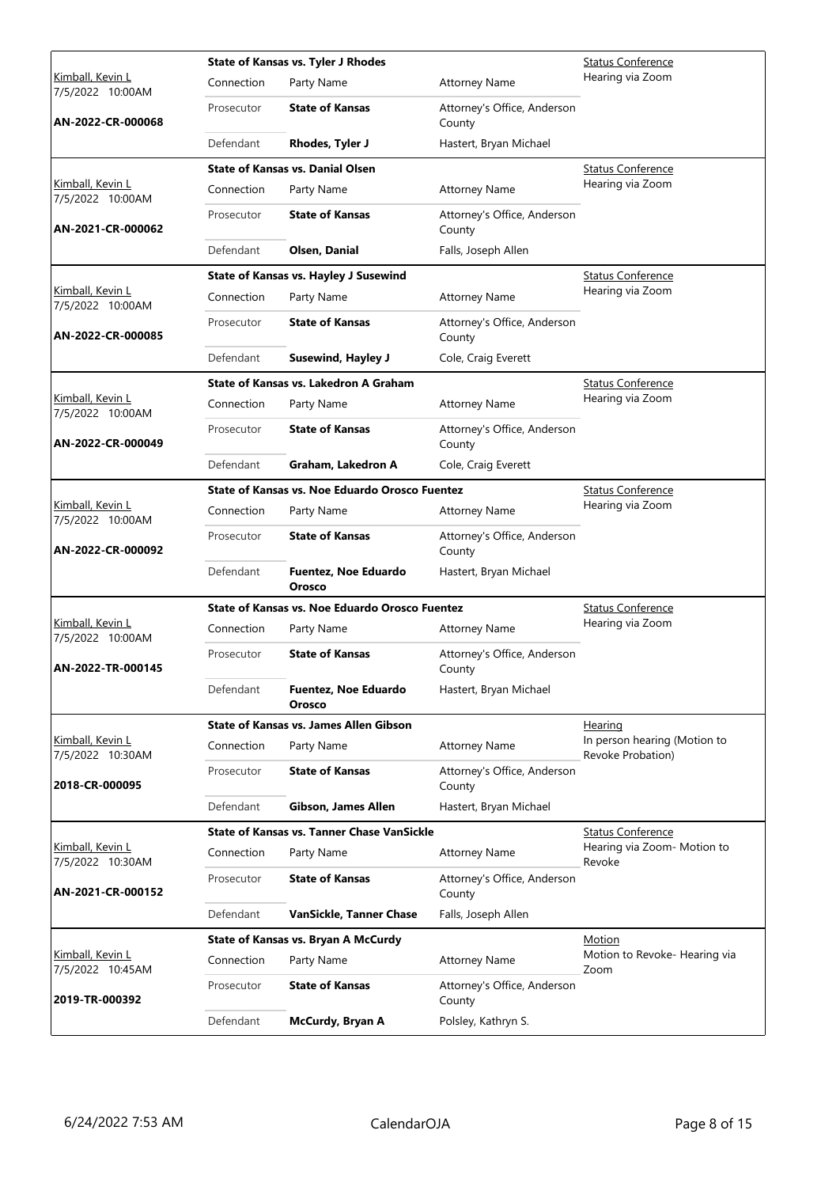| Judge / Date / Case | Case Title | Connection | Party Name | Attorney Name | Hearing |
|---|---|---|---|---|---|
| Kimball, Kevin L 7/5/2022 10:00AM **AN-2022-CR-000068** | **State of Kansas vs. Tyler J Rhodes** | Prosecutor | **State of Kansas** | Attorney's Office, Anderson County | Status Conference Hearing via Zoom |
| | | Defendant | **Rhodes, Tyler J** | Hastert, Bryan Michael | |
| Kimball, Kevin L 7/5/2022 10:00AM **AN-2021-CR-000062** | **State of Kansas vs. Danial Olsen** | Prosecutor | **State of Kansas** | Attorney's Office, Anderson County | Status Conference Hearing via Zoom |
| | | Defendant | **Olsen, Danial** | Falls, Joseph Allen | |
| Kimball, Kevin L 7/5/2022 10:00AM **AN-2022-CR-000085** | **State of Kansas vs. Hayley J Susewind** | Prosecutor | **State of Kansas** | Attorney's Office, Anderson County | Status Conference Hearing via Zoom |
| | | Defendant | **Susewind, Hayley J** | Cole, Craig Everett | |
| Kimball, Kevin L 7/5/2022 10:00AM **AN-2022-CR-000049** | **State of Kansas vs. Lakedron A Graham** | Prosecutor | **State of Kansas** | Attorney's Office, Anderson County | Status Conference Hearing via Zoom |
| | | Defendant | **Graham, Lakedron A** | Cole, Craig Everett | |
| Kimball, Kevin L 7/5/2022 10:00AM **AN-2022-CR-000092** | **State of Kansas vs. Noe Eduardo Orosco Fuentez** | Prosecutor | **State of Kansas** | Attorney's Office, Anderson County | Status Conference Hearing via Zoom |
| | | Defendant | **Fuentez, Noe Eduardo Orosco** | Hastert, Bryan Michael | |
| Kimball, Kevin L 7/5/2022 10:00AM **AN-2022-TR-000145** | **State of Kansas vs. Noe Eduardo Orosco Fuentez** | Prosecutor | **State of Kansas** | Attorney's Office, Anderson County | Status Conference Hearing via Zoom |
| | | Defendant | **Fuentez, Noe Eduardo Orosco** | Hastert, Bryan Michael | |
| Kimball, Kevin L 7/5/2022 10:30AM **2018-CR-000095** | **State of Kansas vs. James Allen Gibson** | Prosecutor | **State of Kansas** | Attorney's Office, Anderson County | Hearing In person hearing (Motion to Revoke Probation) |
| | | Defendant | **Gibson, James Allen** | Hastert, Bryan Michael | |
| Kimball, Kevin L 7/5/2022 10:30AM **AN-2021-CR-000152** | **State of Kansas vs. Tanner Chase VanSickle** | Prosecutor | **State of Kansas** | Attorney's Office, Anderson County | Status Conference Hearing via Zoom- Motion to Revoke |
| | | Defendant | **VanSickle, Tanner Chase** | Falls, Joseph Allen | |
| Kimball, Kevin L 7/5/2022 10:45AM **2019-TR-000392** | **State of Kansas vs. Bryan A McCurdy** | Prosecutor | **State of Kansas** | Attorney's Office, Anderson County | Motion Motion to Revoke- Hearing via Zoom |
| | | Defendant | **McCurdy, Bryan A** | Polsley, Kathryn S. | |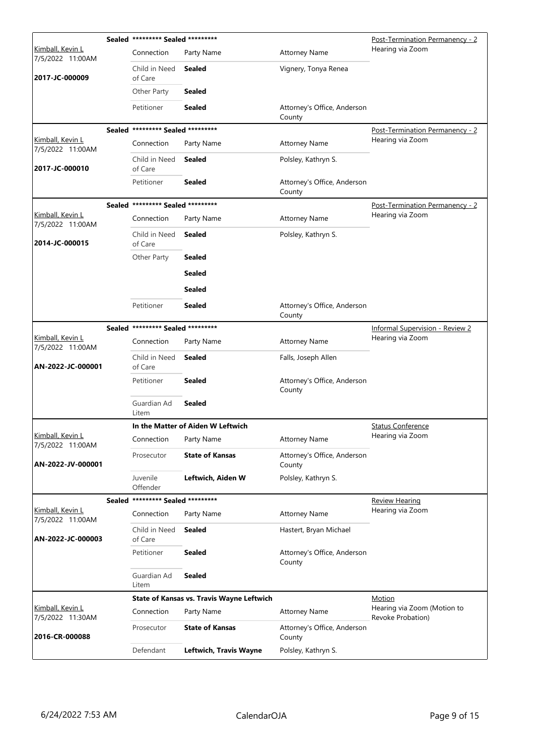| Judge / Date / Case | Case Title | | | Hearing |
|---|---|---|---|---|
| Kimball, Kevin L<br>7/5/2022 11:00AM<br>**2017-JC-000009** | **Sealed \*\*\*\*\*\*\*\*\* Sealed \*\*\*\*\*\*\*\*\*** | | | Post-Termination Permanency - 2<br>Hearing via Zoom |
| | Connection | Party Name | Attorney Name | |
| | Child in Need of Care | **Sealed** | Vignery, Tonya Renea | |
| | Other Party | **Sealed** | | |
| | Petitioner | **Sealed** | Attorney's Office, Anderson County | |
| Kimball, Kevin L<br>7/5/2022 11:00AM<br>**2017-JC-000010** | **Sealed \*\*\*\*\*\*\*\*\* Sealed \*\*\*\*\*\*\*\*\*** | | | Post-Termination Permanency - 2<br>Hearing via Zoom |
| | Connection | Party Name | Attorney Name | |
| | Child in Need of Care | **Sealed** | Polsley, Kathryn S. | |
| | Petitioner | **Sealed** | Attorney's Office, Anderson County | |
| Kimball, Kevin L<br>7/5/2022 11:00AM<br>**2014-JC-000015** | **Sealed \*\*\*\*\*\*\*\*\* Sealed \*\*\*\*\*\*\*\*\*** | | | Post-Termination Permanency - 2<br>Hearing via Zoom |
| | Connection | Party Name | Attorney Name | |
| | Child in Need of Care | **Sealed** | Polsley, Kathryn S. | |
| | Other Party | **Sealed** | | |
| | | **Sealed** | | |
| | | **Sealed** | | |
| | Petitioner | **Sealed** | Attorney's Office, Anderson County | |
| Kimball, Kevin L<br>7/5/2022 11:00AM<br>**AN-2022-JC-000001** | **Sealed \*\*\*\*\*\*\*\*\* Sealed \*\*\*\*\*\*\*\*\*** | | | Informal Supervision - Review 2<br>Hearing via Zoom |
| | Connection | Party Name | Attorney Name | |
| | Child in Need of Care | **Sealed** | Falls, Joseph Allen | |
| | Petitioner | **Sealed** | Attorney's Office, Anderson County | |
| | Guardian Ad Litem | **Sealed** | | |
| Kimball, Kevin L<br>7/5/2022 11:00AM<br>**AN-2022-JV-000001** | **In the Matter of Aiden W Leftwich** | | | Status Conference<br>Hearing via Zoom |
| | Connection | Party Name | Attorney Name | |
| | Prosecutor | **State of Kansas** | Attorney's Office, Anderson County | |
| | Juvenile Offender | **Leftwich, Aiden W** | Polsley, Kathryn S. | |
| Kimball, Kevin L<br>7/5/2022 11:00AM<br>**AN-2022-JC-000003** | **Sealed \*\*\*\*\*\*\*\*\* Sealed \*\*\*\*\*\*\*\*\*** | | | Review Hearing<br>Hearing via Zoom |
| | Connection | Party Name | Attorney Name | |
| | Child in Need of Care | **Sealed** | Hastert, Bryan Michael | |
| | Petitioner | **Sealed** | Attorney's Office, Anderson County | |
| | Guardian Ad Litem | **Sealed** | | |
| Kimball, Kevin L<br>7/5/2022 11:30AM<br>**2016-CR-000088** | **State of Kansas vs. Travis Wayne Leftwich** | | | Motion<br>Hearing via Zoom (Motion to Revoke Probation) |
| | Connection | Party Name | Attorney Name | |
| | Prosecutor | **State of Kansas** | Attorney's Office, Anderson County | |
| | Defendant | **Leftwich, Travis Wayne** | Polsley, Kathryn S. | |

6/24/2022 7:53 AM CalendarOJA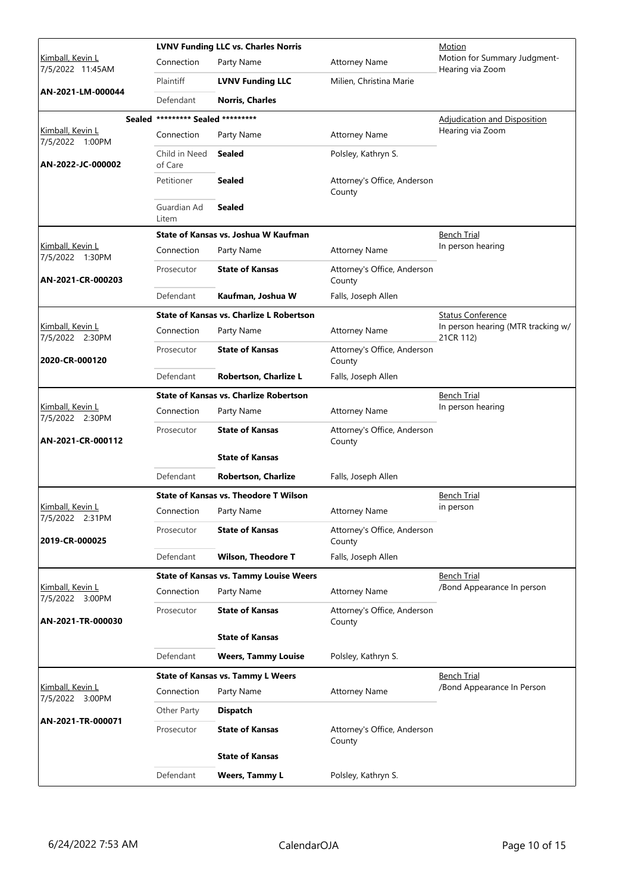| Judge / Date / Case | Case | Connection | Party Name | Attorney Name | Hearing |
|---|---|---|---|---|---|
| Kimball, Kevin L<br>7/5/2022 11:45AM<br>**AN-2021-LM-000044** | **LVNV Funding LLC vs. Charles Norris** | Plaintiff | **LVNV Funding LLC** | Milien, Christina Marie | Motion<br>Motion for Summary Judgment-Hearing via Zoom |
| | | Defendant | **Norris, Charles** | | |
| Kimball, Kevin L<br>7/5/2022 1:00PM<br>**AN-2022-JC-000002** | **Sealed \*\*\*\*\*\*\*\*\* Sealed \*\*\*\*\*\*\*\*\*** | Child in Need of Care | **Sealed** | Polsley, Kathryn S. | Adjudication and Disposition<br>Hearing via Zoom |
| | | Petitioner | **Sealed** | Attorney's Office, Anderson County | |
| | | Guardian Ad Litem | **Sealed** | | |
| Kimball, Kevin L<br>7/5/2022 1:30PM<br>**AN-2021-CR-000203** | **State of Kansas vs. Joshua W Kaufman** | Prosecutor | **State of Kansas** | Attorney's Office, Anderson County | Bench Trial<br>In person hearing |
| | | Defendant | **Kaufman, Joshua W** | Falls, Joseph Allen | |
| Kimball, Kevin L<br>7/5/2022 2:30PM<br>**2020-CR-000120** | **State of Kansas vs. Charlize L Robertson** | Prosecutor | **State of Kansas** | Attorney's Office, Anderson County | Status Conference<br>In person hearing (MTR tracking w/ 21CR 112) |
| | | Defendant | **Robertson, Charlize L** | Falls, Joseph Allen | |
| Kimball, Kevin L<br>7/5/2022 2:30PM<br>**AN-2021-CR-000112** | **State of Kansas vs. Charlize Robertson** | Prosecutor | **State of Kansas** | Attorney's Office, Anderson County | Bench Trial<br>In person hearing |
| | | | **State of Kansas** | | |
| | | Defendant | **Robertson, Charlize** | Falls, Joseph Allen | |
| Kimball, Kevin L<br>7/5/2022 2:31PM<br>**2019-CR-000025** | **State of Kansas vs. Theodore T Wilson** | Prosecutor | **State of Kansas** | Attorney's Office, Anderson County | Bench Trial<br>in person |
| | | Defendant | **Wilson, Theodore T** | Falls, Joseph Allen | |
| Kimball, Kevin L<br>7/5/2022 3:00PM<br>**AN-2021-TR-000030** | **State of Kansas vs. Tammy Louise Weers** | Prosecutor | **State of Kansas** | Attorney's Office, Anderson County | Bench Trial<br>/Bond Appearance In person |
| | | | **State of Kansas** | | |
| | | Defendant | **Weers, Tammy Louise** | Polsley, Kathryn S. | |
| Kimball, Kevin L<br>7/5/2022 3:00PM<br>**AN-2021-TR-000071** | **State of Kansas vs. Tammy L Weers** | Other Party | **Dispatch** | | Bench Trial<br>/Bond Appearance In Person |
| | | Prosecutor | **State of Kansas** | Attorney's Office, Anderson County | |
| | | | **State of Kansas** | | |
| | | Defendant | **Weers, Tammy L** | Polsley, Kathryn S. | |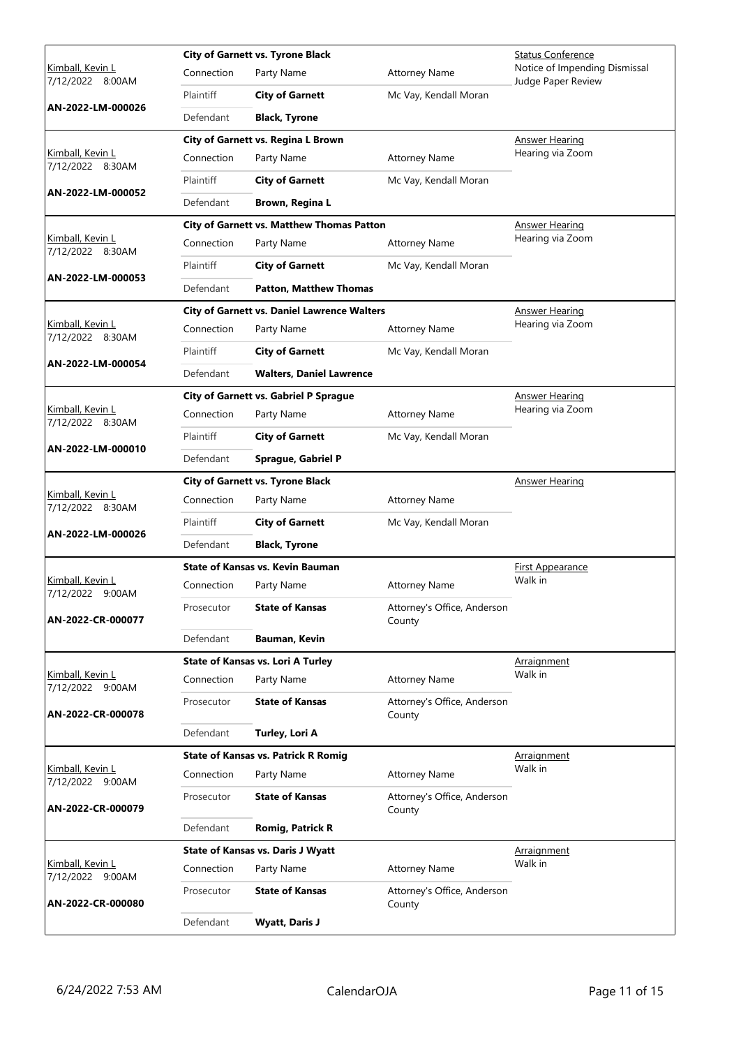| Judge / Date / Case | Case Title | Connection | Party Name | Attorney Name | Hearing |
|---|---|---|---|---|---|
| Kimball, Kevin L 7/12/2022 8:00AM **AN-2022-LM-000026** | **City of Garnett vs. Tyrone Black** | Plaintiff | **City of Garnett** | Mc Vay, Kendall Moran | Status Conference Notice of Impending Dismissal Judge Paper Review |
| | | Defendant | **Black, Tyrone** | | |
| Kimball, Kevin L 7/12/2022 8:30AM **AN-2022-LM-000052** | **City of Garnett vs. Regina L Brown** | Plaintiff | **City of Garnett** | Mc Vay, Kendall Moran | Answer Hearing Hearing via Zoom |
| | | Defendant | **Brown, Regina L** | | |
| Kimball, Kevin L 7/12/2022 8:30AM **AN-2022-LM-000053** | **City of Garnett vs. Matthew Thomas Patton** | Plaintiff | **City of Garnett** | Mc Vay, Kendall Moran | Answer Hearing Hearing via Zoom |
| | | Defendant | **Patton, Matthew Thomas** | | |
| Kimball, Kevin L 7/12/2022 8:30AM **AN-2022-LM-000054** | **City of Garnett vs. Daniel Lawrence Walters** | Plaintiff | **City of Garnett** | Mc Vay, Kendall Moran | Answer Hearing Hearing via Zoom |
| | | Defendant | **Walters, Daniel Lawrence** | | |
| Kimball, Kevin L 7/12/2022 8:30AM **AN-2022-LM-000010** | **City of Garnett vs. Gabriel P Sprague** | Plaintiff | **City of Garnett** | Mc Vay, Kendall Moran | Answer Hearing Hearing via Zoom |
| | | Defendant | **Sprague, Gabriel P** | | |
| Kimball, Kevin L 7/12/2022 8:30AM **AN-2022-LM-000026** | **City of Garnett vs. Tyrone Black** | Plaintiff | **City of Garnett** | Mc Vay, Kendall Moran | Answer Hearing |
| | | Defendant | **Black, Tyrone** | | |
| Kimball, Kevin L 7/12/2022 9:00AM **AN-2022-CR-000077** | **State of Kansas vs. Kevin Bauman** | Prosecutor | **State of Kansas** | Attorney's Office, Anderson County | First Appearance Walk in |
| | | Defendant | **Bauman, Kevin** | | |
| Kimball, Kevin L 7/12/2022 9:00AM **AN-2022-CR-000078** | **State of Kansas vs. Lori A Turley** | Prosecutor | **State of Kansas** | Attorney's Office, Anderson County | Arraignment Walk in |
| | | Defendant | **Turley, Lori A** | | |
| Kimball, Kevin L 7/12/2022 9:00AM **AN-2022-CR-000079** | **State of Kansas vs. Patrick R Romig** | Prosecutor | **State of Kansas** | Attorney's Office, Anderson County | Arraignment Walk in |
| | | Defendant | **Romig, Patrick R** | | |
| Kimball, Kevin L 7/12/2022 9:00AM **AN-2022-CR-000080** | **State of Kansas vs. Daris J Wyatt** | Prosecutor | **State of Kansas** | Attorney's Office, Anderson County | Arraignment Walk in |
| | | Defendant | **Wyatt, Daris J** | | |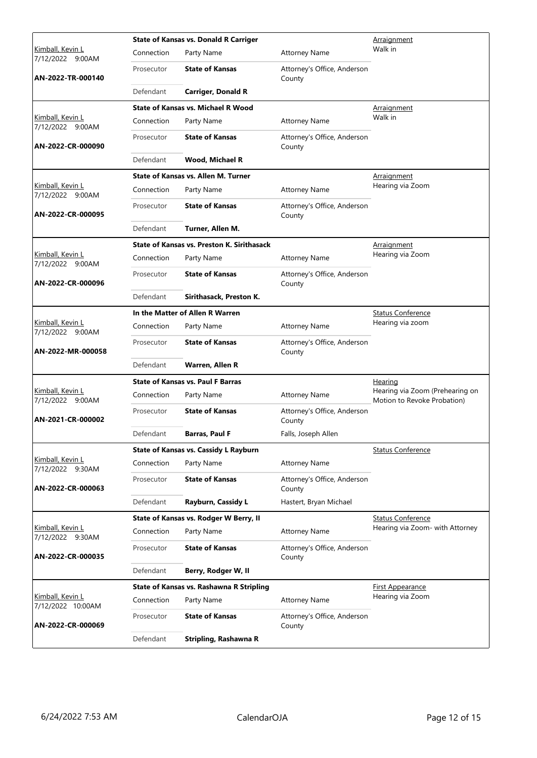| Judge / Date / Case | Case Title | Connection | Party Name | Attorney Name | Hearing Type |
|---|---|---|---|---|---|
| Kimball, Kevin L<br>7/12/2022 9:00AM<br>**AN-2022-TR-000140** | **State of Kansas vs. Donald R Carriger** | Prosecutor | **State of Kansas** | Attorney's Office, Anderson County | Arraignment<br>Walk in |
| | | Defendant | **Carriger, Donald R** | | |
| Kimball, Kevin L<br>7/12/2022 9:00AM<br>**AN-2022-CR-000090** | **State of Kansas vs. Michael R Wood** | Prosecutor | **State of Kansas** | Attorney's Office, Anderson County | Arraignment<br>Walk in |
| | | Defendant | **Wood, Michael R** | | |
| Kimball, Kevin L<br>7/12/2022 9:00AM<br>**AN-2022-CR-000095** | **State of Kansas vs. Allen M. Turner** | Prosecutor | **State of Kansas** | Attorney's Office, Anderson County | Arraignment<br>Hearing via Zoom |
| | | Defendant | **Turner, Allen M.** | | |
| Kimball, Kevin L<br>7/12/2022 9:00AM<br>**AN-2022-CR-000096** | **State of Kansas vs. Preston K. Sirithasack** | Prosecutor | **State of Kansas** | Attorney's Office, Anderson County | Arraignment<br>Hearing via Zoom |
| | | Defendant | **Sirithasack, Preston K.** | | |
| Kimball, Kevin L<br>7/12/2022 9:00AM<br>**AN-2022-MR-000058** | **In the Matter of Allen R Warren** | Prosecutor | **State of Kansas** | Attorney's Office, Anderson County | Status Conference<br>Hearing via zoom |
| | | Defendant | **Warren, Allen R** | | |
| Kimball, Kevin L<br>7/12/2022 9:00AM<br>**AN-2021-CR-000002** | **State of Kansas vs. Paul F Barras** | Prosecutor | **State of Kansas** | Attorney's Office, Anderson County | Hearing<br>Hearing via Zoom (Prehearing on Motion to Revoke Probation) |
| | | Defendant | **Barras, Paul F** | Falls, Joseph Allen | |
| Kimball, Kevin L<br>7/12/2022 9:30AM<br>**AN-2022-CR-000063** | **State of Kansas vs. Cassidy L Rayburn** | Prosecutor | **State of Kansas** | Attorney's Office, Anderson County | Status Conference |
| | | Defendant | **Rayburn, Cassidy L** | Hastert, Bryan Michael | |
| Kimball, Kevin L<br>7/12/2022 9:30AM<br>**AN-2022-CR-000035** | **State of Kansas vs. Rodger W Berry, II** | Prosecutor | **State of Kansas** | Attorney's Office, Anderson County | Status Conference<br>Hearing via Zoom- with Attorney |
| | | Defendant | **Berry, Rodger W, II** | | |
| Kimball, Kevin L<br>7/12/2022 10:00AM<br>**AN-2022-CR-000069** | **State of Kansas vs. Rashawna R Stripling** | Prosecutor | **State of Kansas** | Attorney's Office, Anderson County | First Appearance<br>Hearing via Zoom |
| | | Defendant | **Stripling, Rashawna R** | | |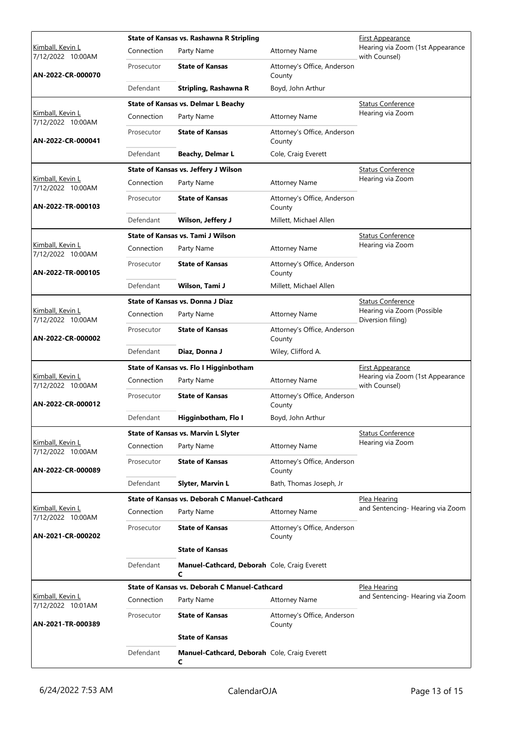| Judge / Date / Case | Case Title | | | Hearing |
|---|---|---|---|---|
| Kimball, Kevin L 7/12/2022 10:00AM AN-2022-CR-000070 | State of Kansas vs. Rashawna R Stripling | | | First Appearance Hearing via Zoom (1st Appearance with Counsel) |
| | Connection | Party Name | Attorney Name | |
| | Prosecutor | **State of Kansas** | Attorney's Office, Anderson County | |
| | Defendant | **Stripling, Rashawna R** | Boyd, John Arthur | |
| Kimball, Kevin L 7/12/2022 10:00AM AN-2022-CR-000041 | State of Kansas vs. Delmar L Beachy | | | Status Conference Hearing via Zoom |
| | Connection | Party Name | Attorney Name | |
| | Prosecutor | **State of Kansas** | Attorney's Office, Anderson County | |
| | Defendant | **Beachy, Delmar L** | Cole, Craig Everett | |
| Kimball, Kevin L 7/12/2022 10:00AM AN-2022-TR-000103 | State of Kansas vs. Jeffery J Wilson | | | Status Conference Hearing via Zoom |
| | Connection | Party Name | Attorney Name | |
| | Prosecutor | **State of Kansas** | Attorney's Office, Anderson County | |
| | Defendant | **Wilson, Jeffery J** | Millett, Michael Allen | |
| Kimball, Kevin L 7/12/2022 10:00AM AN-2022-TR-000105 | State of Kansas vs. Tami J Wilson | | | Status Conference Hearing via Zoom |
| | Connection | Party Name | Attorney Name | |
| | Prosecutor | **State of Kansas** | Attorney's Office, Anderson County | |
| | Defendant | **Wilson, Tami J** | Millett, Michael Allen | |
| Kimball, Kevin L 7/12/2022 10:00AM AN-2022-CR-000002 | State of Kansas vs. Donna J Diaz | | | Status Conference Hearing via Zoom (Possible Diversion filing) |
| | Connection | Party Name | Attorney Name | |
| | Prosecutor | **State of Kansas** | Attorney's Office, Anderson County | |
| | Defendant | **Diaz, Donna J** | Wiley, Clifford A. | |
| Kimball, Kevin L 7/12/2022 10:00AM AN-2022-CR-000012 | State of Kansas vs. Flo I Higginbotham | | | First Appearance Hearing via Zoom (1st Appearance with Counsel) |
| | Connection | Party Name | Attorney Name | |
| | Prosecutor | **State of Kansas** | Attorney's Office, Anderson County | |
| | Defendant | **Higginbotham, Flo I** | Boyd, John Arthur | |
| Kimball, Kevin L 7/12/2022 10:00AM AN-2022-CR-000089 | State of Kansas vs. Marvin L Slyter | | | Status Conference Hearing via Zoom |
| | Connection | Party Name | Attorney Name | |
| | Prosecutor | **State of Kansas** | Attorney's Office, Anderson County | |
| | Defendant | **Slyter, Marvin L** | Bath, Thomas Joseph, Jr | |
| Kimball, Kevin L 7/12/2022 10:00AM AN-2021-CR-000202 | State of Kansas vs. Deborah C Manuel-Cathcard | | | Plea Hearing and Sentencing- Hearing via Zoom |
| | Connection | Party Name | Attorney Name | |
| | Prosecutor | **State of Kansas** | Attorney's Office, Anderson County | |
| | | **State of Kansas** | | |
| | Defendant | **Manuel-Cathcard, Deborah C** | Cole, Craig Everett | |
| Kimball, Kevin L 7/12/2022 10:01AM AN-2021-TR-000389 | State of Kansas vs. Deborah C Manuel-Cathcard | | | Plea Hearing and Sentencing- Hearing via Zoom |
| | Connection | Party Name | Attorney Name | |
| | Prosecutor | **State of Kansas** | Attorney's Office, Anderson County | |
| | | **State of Kansas** | | |
| | Defendant | **Manuel-Cathcard, Deborah C** | Cole, Craig Everett | |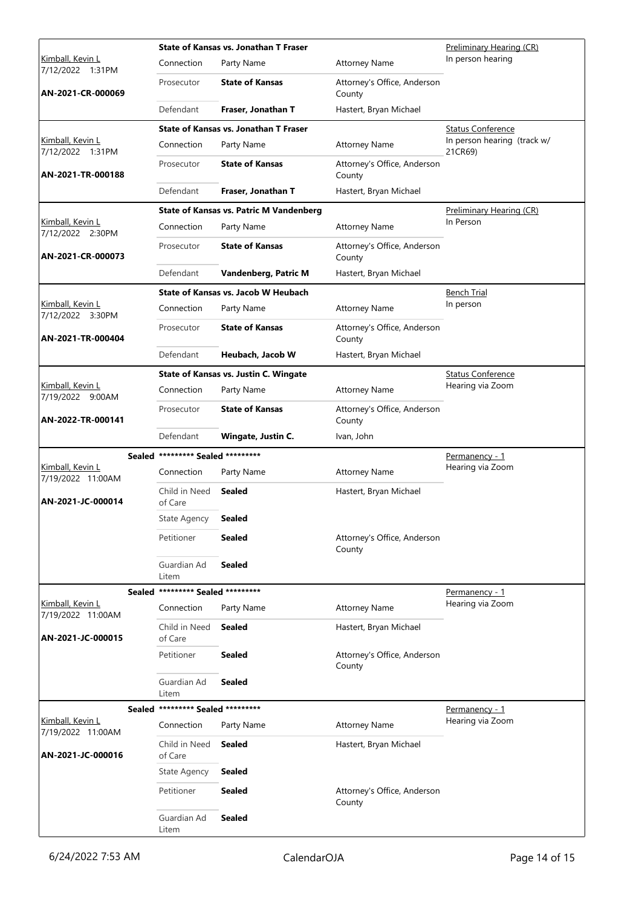| Judge / Date / Case | Case Title | Connection | Party Name | Attorney Name | Hearing Type / Notes |
|---|---|---|---|---|---|
| Kimball, Kevin L<br>7/12/2022 1:31PM<br>**AN-2021-CR-000069** | **State of Kansas vs. Jonathan T Fraser** | Prosecutor | **State of Kansas** | Attorney's Office, Anderson County | Preliminary Hearing (CR)<br>In person hearing |
| | | Defendant | **Fraser, Jonathan T** | Hastert, Bryan Michael | |
| Kimball, Kevin L<br>7/12/2022 1:31PM<br>**AN-2021-TR-000188** | **State of Kansas vs. Jonathan T Fraser** | Prosecutor | **State of Kansas** | Attorney's Office, Anderson County | Status Conference<br>In person hearing (track w/ 21CR69) |
| | | Defendant | **Fraser, Jonathan T** | Hastert, Bryan Michael | |
| Kimball, Kevin L<br>7/12/2022 2:30PM<br>**AN-2021-CR-000073** | **State of Kansas vs. Patric M Vandenberg** | Prosecutor | **State of Kansas** | Attorney's Office, Anderson County | Preliminary Hearing (CR)<br>In Person |
| | | Defendant | **Vandenberg, Patric M** | Hastert, Bryan Michael | |
| Kimball, Kevin L<br>7/12/2022 3:30PM<br>**AN-2021-TR-000404** | **State of Kansas vs. Jacob W Heubach** | Prosecutor | **State of Kansas** | Attorney's Office, Anderson County | Bench Trial<br>In person |
| | | Defendant | **Heubach, Jacob W** | Hastert, Bryan Michael | |
| Kimball, Kevin L<br>7/19/2022 9:00AM<br>**AN-2022-TR-000141** | **State of Kansas vs. Justin C. Wingate** | Prosecutor | **State of Kansas** | Attorney's Office, Anderson County | Status Conference<br>Hearing via Zoom |
| | | Defendant | **Wingate, Justin C.** | Ivan, John | |
| Kimball, Kevin L<br>7/19/2022 11:00AM<br>**AN-2021-JC-000014** | **Sealed** ********* **Sealed** ********* | Child in Need of Care | **Sealed** | Hastert, Bryan Michael | Permanency - 1<br>Hearing via Zoom |
| | | State Agency | **Sealed** | | |
| | | Petitioner | **Sealed** | Attorney's Office, Anderson County | |
| | | Guardian Ad Litem | **Sealed** | | |
| Kimball, Kevin L<br>7/19/2022 11:00AM<br>**AN-2021-JC-000015** | **Sealed** ********* **Sealed** ********* | Child in Need of Care | **Sealed** | Hastert, Bryan Michael | Permanency - 1<br>Hearing via Zoom |
| | | Petitioner | **Sealed** | Attorney's Office, Anderson County | |
| | | Guardian Ad Litem | **Sealed** | | |
| Kimball, Kevin L<br>7/19/2022 11:00AM<br>**AN-2021-JC-000016** | **Sealed** ********* **Sealed** ********* | Child in Need of Care | **Sealed** | Hastert, Bryan Michael | Permanency - 1<br>Hearing via Zoom |
| | | State Agency | **Sealed** | | |
| | | Petitioner | **Sealed** | Attorney's Office, Anderson County | |
| | | Guardian Ad Litem | **Sealed** | | |

6/24/2022 7:53 AM CalendarOJA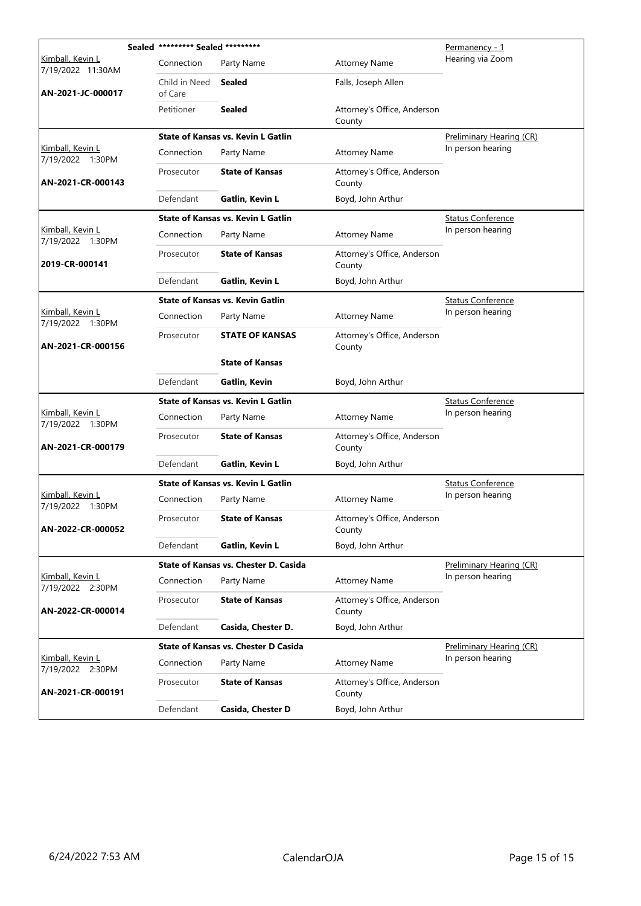| Judge / Date / Case | Case Title / Connection | Party Name | Attorney Name | Hearing |
| --- | --- | --- | --- | --- |
| Kimball, Kevin L 7/19/2022 11:30AM **AN-2021-JC-000017** | **Sealed** ********* Sealed ********* | | | Permanency - 1 Hearing via Zoom |
| | Connection | Party Name | Attorney Name | |
| | Child in Need of Care | **Sealed** | Falls, Joseph Allen | |
| | Petitioner | **Sealed** | Attorney's Office, Anderson County | |
| Kimball, Kevin L 7/19/2022 1:30PM **AN-2021-CR-000143** | **State of Kansas vs. Kevin L Gatlin** | | | Preliminary Hearing (CR) In person hearing |
| | Connection | Party Name | Attorney Name | |
| | Prosecutor | **State of Kansas** | Attorney's Office, Anderson County | |
| | Defendant | **Gatlin, Kevin L** | Boyd, John Arthur | |
| Kimball, Kevin L 7/19/2022 1:30PM **2019-CR-000141** | **State of Kansas vs. Kevin L Gatlin** | | | Status Conference In person hearing |
| | Connection | Party Name | Attorney Name | |
| | Prosecutor | **State of Kansas** | Attorney's Office, Anderson County | |
| | Defendant | **Gatlin, Kevin L** | Boyd, John Arthur | |
| Kimball, Kevin L 7/19/2022 1:30PM **AN-2021-CR-000156** | **State of Kansas vs. Kevin Gatlin** | | | Status Conference In person hearing |
| | Connection | Party Name | Attorney Name | |
| | Prosecutor | **STATE OF KANSAS** | Attorney's Office, Anderson County | |
| | | **State of Kansas** | | |
| | Defendant | **Gatlin, Kevin** | Boyd, John Arthur | |
| Kimball, Kevin L 7/19/2022 1:30PM **AN-2021-CR-000179** | **State of Kansas vs. Kevin L Gatlin** | | | Status Conference In person hearing |
| | Connection | Party Name | Attorney Name | |
| | Prosecutor | **State of Kansas** | Attorney's Office, Anderson County | |
| | Defendant | **Gatlin, Kevin L** | Boyd, John Arthur | |
| Kimball, Kevin L 7/19/2022 1:30PM **AN-2022-CR-000052** | **State of Kansas vs. Kevin L Gatlin** | | | Status Conference In person hearing |
| | Connection | Party Name | Attorney Name | |
| | Prosecutor | **State of Kansas** | Attorney's Office, Anderson County | |
| | Defendant | **Gatlin, Kevin L** | Boyd, John Arthur | |
| Kimball, Kevin L 7/19/2022 2:30PM **AN-2022-CR-000014** | **State of Kansas vs. Chester D. Casida** | | | Preliminary Hearing (CR) In person hearing |
| | Connection | Party Name | Attorney Name | |
| | Prosecutor | **State of Kansas** | Attorney's Office, Anderson County | |
| | Defendant | **Casida, Chester D.** | Boyd, John Arthur | |
| Kimball, Kevin L 7/19/2022 2:30PM **AN-2021-CR-000191** | **State of Kansas vs. Chester D Casida** | | | Preliminary Hearing (CR) In person hearing |
| | Connection | Party Name | Attorney Name | |
| | Prosecutor | **State of Kansas** | Attorney's Office, Anderson County | |
| | Defendant | **Casida, Chester D** | Boyd, John Arthur | |

6/24/2022 7:53 AM CalendarOJA